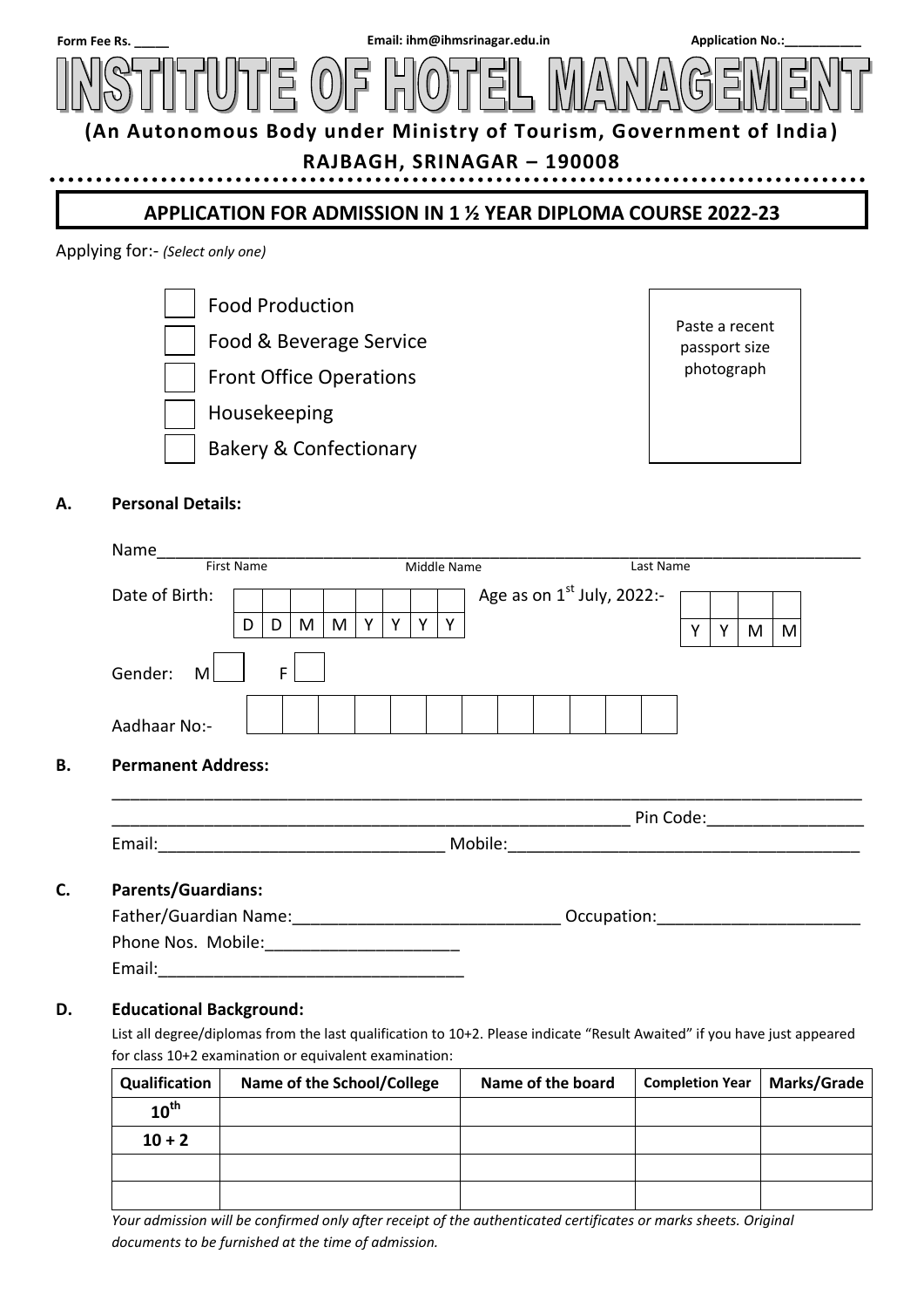Form Fee Rs. _____ Email: ihm@ihmsrinagar.edu.in Application No.:___________

# INSTITUTE OF HOTEL MANAGEMENT

**(An Autonomous Body under Ministry of Tourism, Government of India)**

**RAJBAGH, SRINAGAR – 190008**

## APPLICATION FOR ADMISSION IN 1 ½ YEAR DIPLOMA COURSE 2022-23

Applying for:- *(Select only one)*

- [ ] Food Production
- [ ] Food & Beverage Service
- [ ] Front Office Operations
- [ ] Housekeeping
- [ ] Bakery & Confectionary

Paste a recent passport size photograph

### A. Personal Details:

Name________________________________________________________________
First Name Middle Name Last Name

Date of Birth: | D | D | M | M | Y | Y | Y | Y | Age as on 1st July, 2022:- | Y | Y | M | M |

Gender: M [ ] F [ ]

Aadhaar No:- | | | | | | | | | | | | |

### B. Permanent Address:

________________________________________________________________

______________________________________________ Pin Code:_______________

Email:____________________________ Mobile:___________________________________

### C. Parents/Guardians:

Father/Guardian Name:___________________________ Occupation:____________________

Phone Nos. Mobile:____________________

Email:______________________________

### D. Educational Background:

List all degree/diplomas from the last qualification to 10+2. Please indicate "Result Awaited" if you have just appeared for class 10+2 examination or equivalent examination:

| Qualification | Name of the School/College | Name of the board | Completion Year | Marks/Grade |
|---|---|---|---|---|
| 10th | | | | |
| 10 + 2 | | | | |
| | | | | |
| | | | | |

*Your admission will be confirmed only after receipt of the authenticated certificates or marks sheets. Original documents to be furnished at the time of admission.*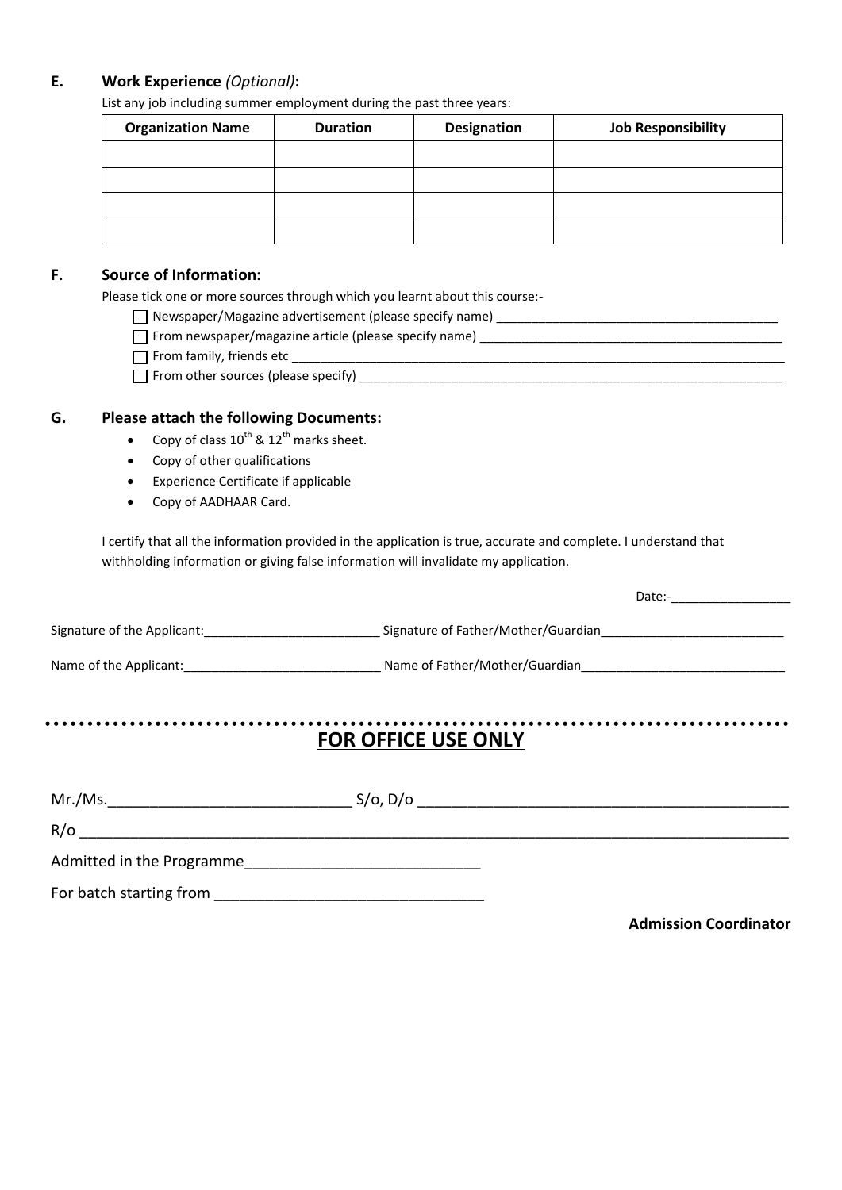## E. Work Experience *(Optional)*:

List any job including summer employment during the past three years:

| Organization Name | Duration | Designation | Job Responsibility |
|---|---|---|---|
| | | | |
| | | | |
| | | | |
| | | | |

## F. Source of Information:

Please tick one or more sources through which you learnt about this course:-

- ☐ Newspaper/Magazine advertisement (please specify name) ________________________________________
- ☐ From newspaper/magazine article (please specify name) ___________________________________________
- ☐ From family, friends etc ______________________________________________________________________
- ☐ From other sources (please specify) ______________________________________________________________

## G. Please attach the following Documents:

- Copy of class 10th & 12th marks sheet.
- Copy of other qualifications
- Experience Certificate if applicable
- Copy of AADHAAR Card.

I certify that all the information provided in the application is true, accurate and complete. I understand that withholding information or giving false information will invalidate my application.

Date:-_________________

Signature of the Applicant:_________________________ Signature of Father/Mother/Guardian__________________________

Name of the Applicant:____________________________ Name of Father/Mother/Guardian_____________________________

---

## FOR OFFICE USE ONLY

Mr./Ms.____________________________ S/o, D/o ___________________________________________

R/o ____________________________________________________________________________________

Admitted in the Programme___________________________

For batch starting from _______________________________

**Admission Coordinator**